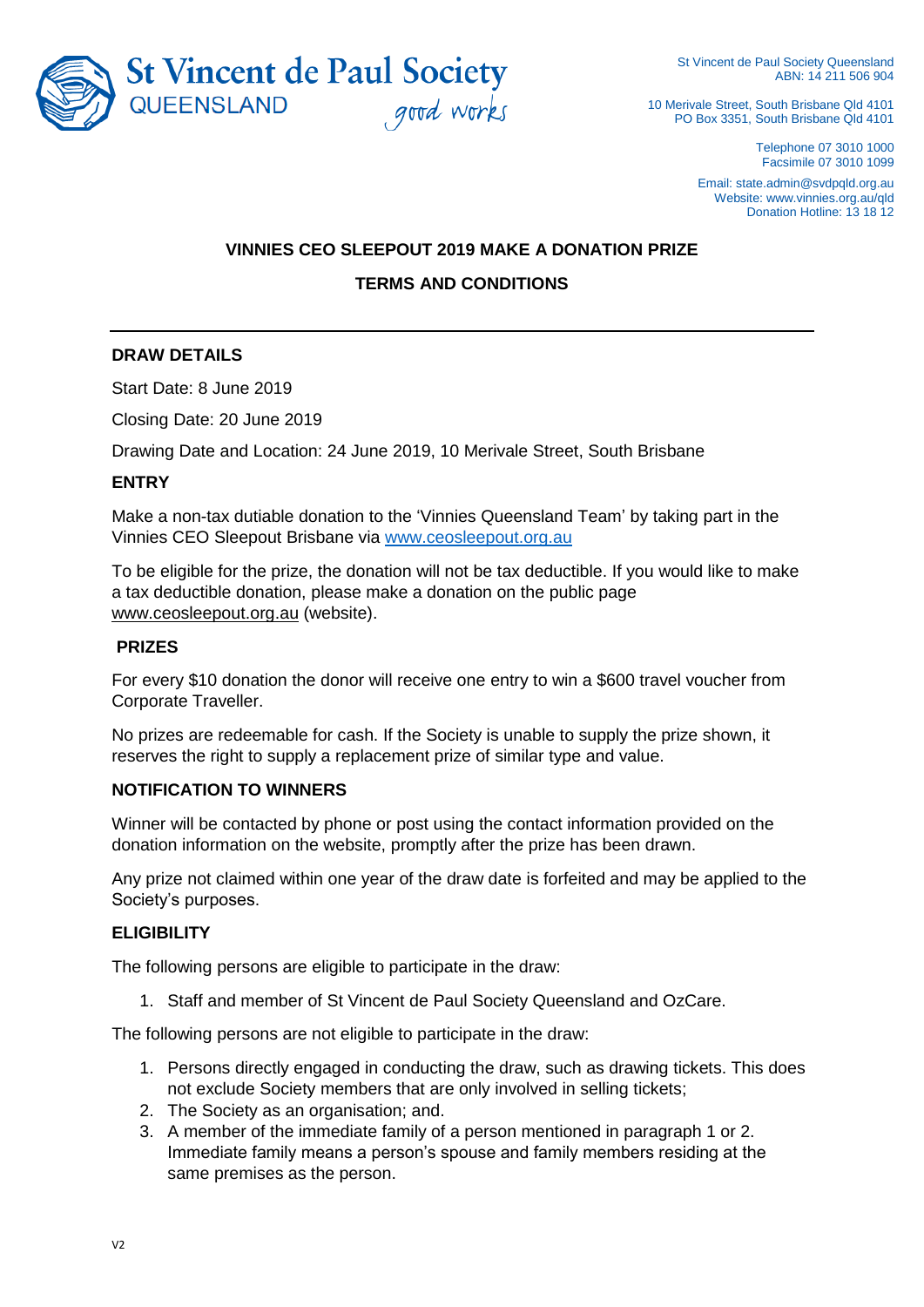**St Vincent de Paul Society**
QUEENSLAND *good works*

St Vincent de Paul Society Queensland
ABN: 14 211 506 904

10 Merivale Street, South Brisbane Qld 4101
PO Box 3351, South Brisbane Qld 4101

Telephone 07 3010 1000
Facsimile 07 3010 1099

Email: state.admin@svdpqld.org.au
Website: www.vinnies.org.au/qld
Donation Hotline: 13 18 12

# VINNIES CEO SLEEPOUT 2019 MAKE A DONATION PRIZE

# TERMS AND CONDITIONS

---

## DRAW DETAILS

Start Date: 8 June 2019

Closing Date: 20 June 2019

Drawing Date and Location: 24 June 2019, 10 Merivale Street, South Brisbane

## ENTRY

Make a non-tax dutiable donation to the 'Vinnies Queensland Team' by taking part in the Vinnies CEO Sleepout Brisbane via [www.ceosleepout.org.au](www.ceosleepout.org.au)

To be eligible for the prize, the donation will not be tax deductible. If you would like to make a tax deductible donation, please make a donation on the public page www.ceosleepout.org.au (website).

## PRIZES

For every $10 donation the donor will receive one entry to win a $600 travel voucher from Corporate Traveller.

No prizes are redeemable for cash. If the Society is unable to supply the prize shown, it reserves the right to supply a replacement prize of similar type and value.

## NOTIFICATION TO WINNERS

Winner will be contacted by phone or post using the contact information provided on the donation information on the website, promptly after the prize has been drawn.

Any prize not claimed within one year of the draw date is forfeited and may be applied to the Society's purposes.

## ELIGIBILITY

The following persons are eligible to participate in the draw:

1. Staff and member of St Vincent de Paul Society Queensland and OzCare.

The following persons are not eligible to participate in the draw:

1. Persons directly engaged in conducting the draw, such as drawing tickets. This does not exclude Society members that are only involved in selling tickets;
2. The Society as an organisation; and.
3. A member of the immediate family of a person mentioned in paragraph 1 or 2. Immediate family means a person's spouse and family members residing at the same premises as the person.

V2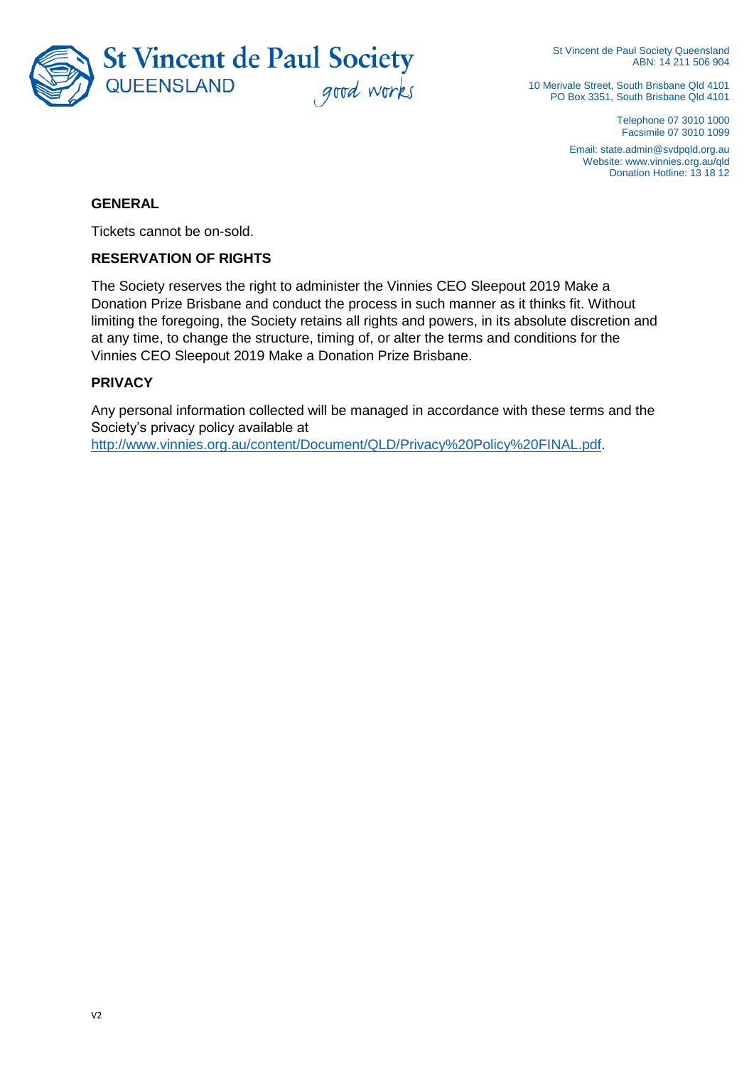## GENERAL

Tickets cannot be on-sold.

## RESERVATION OF RIGHTS

The Society reserves the right to administer the Vinnies CEO Sleepout 2019 Make a Donation Prize Brisbane and conduct the process in such manner as it thinks fit. Without limiting the foregoing, the Society retains all rights and powers, in its absolute discretion and at any time, to change the structure, timing of, or alter the terms and conditions for the Vinnies CEO Sleepout 2019 Make a Donation Prize Brisbane.

## PRIVACY

Any personal information collected will be managed in accordance with these terms and the Society's privacy policy available at http://www.vinnies.org.au/content/Document/QLD/Privacy%20Policy%20FINAL.pdf.

V2